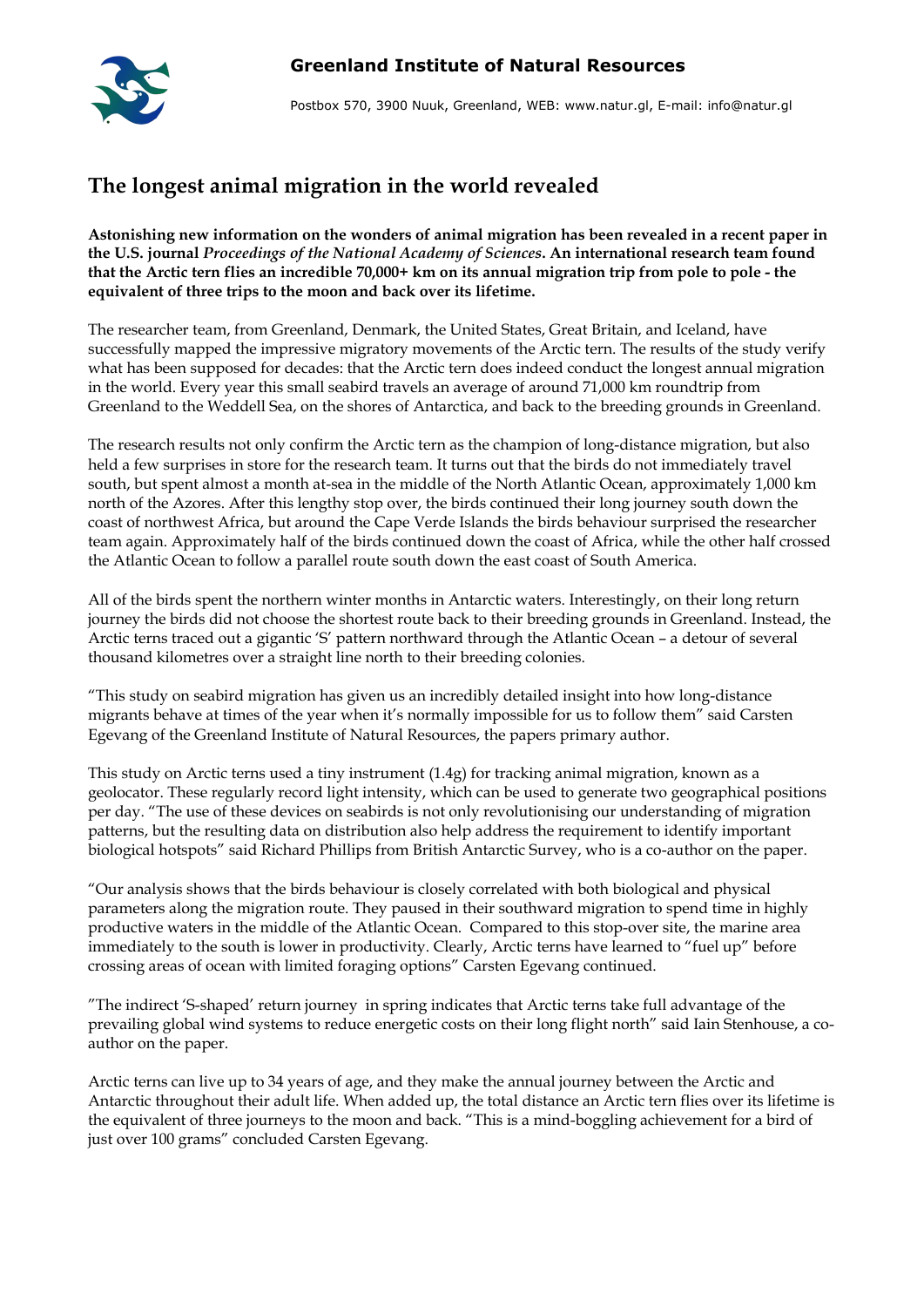**Greenland Institute of Natural Resources**

Postbox 570, 3900 Nuuk, Greenland, WEB: www.natur.gl, E-mail: info@natur.gl

# The longest animal migration in the world revealed

**Astonishing new information on the wonders of animal migration has been revealed in a recent paper in the U.S. journal *Proceedings of the National Academy of Sciences*. An international research team found that the Arctic tern flies an incredible 70,000+ km on its annual migration trip from pole to pole - the equivalent of three trips to the moon and back over its lifetime.**

The researcher team, from Greenland, Denmark, the United States, Great Britain, and Iceland, have successfully mapped the impressive migratory movements of the Arctic tern. The results of the study verify what has been supposed for decades: that the Arctic tern does indeed conduct the longest annual migration in the world. Every year this small seabird travels an average of around 71,000 km roundtrip from Greenland to the Weddell Sea, on the shores of Antarctica, and back to the breeding grounds in Greenland.

The research results not only confirm the Arctic tern as the champion of long-distance migration, but also held a few surprises in store for the research team. It turns out that the birds do not immediately travel south, but spent almost a month at-sea in the middle of the North Atlantic Ocean, approximately 1,000 km north of the Azores. After this lengthy stop over, the birds continued their long journey south down the coast of northwest Africa, but around the Cape Verde Islands the birds behaviour surprised the researcher team again. Approximately half of the birds continued down the coast of Africa, while the other half crossed the Atlantic Ocean to follow a parallel route south down the east coast of South America.

All of the birds spent the northern winter months in Antarctic waters. Interestingly, on their long return journey the birds did not choose the shortest route back to their breeding grounds in Greenland. Instead, the Arctic terns traced out a gigantic 'S' pattern northward through the Atlantic Ocean – a detour of several thousand kilometres over a straight line north to their breeding colonies.

"This study on seabird migration has given us an incredibly detailed insight into how long-distance migrants behave at times of the year when it's normally impossible for us to follow them" said Carsten Egevang of the Greenland Institute of Natural Resources, the papers primary author.

This study on Arctic terns used a tiny instrument (1.4g) for tracking animal migration, known as a geolocator. These regularly record light intensity, which can be used to generate two geographical positions per day. "The use of these devices on seabirds is not only revolutionising our understanding of migration patterns, but the resulting data on distribution also help address the requirement to identify important biological hotspots" said Richard Phillips from British Antarctic Survey, who is a co-author on the paper.

"Our analysis shows that the birds behaviour is closely correlated with both biological and physical parameters along the migration route. They paused in their southward migration to spend time in highly productive waters in the middle of the Atlantic Ocean. Compared to this stop-over site, the marine area immediately to the south is lower in productivity. Clearly, Arctic terns have learned to "fuel up" before crossing areas of ocean with limited foraging options" Carsten Egevang continued.

"The indirect 'S-shaped' return journey in spring indicates that Arctic terns take full advantage of the prevailing global wind systems to reduce energetic costs on their long flight north" said Iain Stenhouse, a co-author on the paper.

Arctic terns can live up to 34 years of age, and they make the annual journey between the Arctic and Antarctic throughout their adult life. When added up, the total distance an Arctic tern flies over its lifetime is the equivalent of three journeys to the moon and back. "This is a mind-boggling achievement for a bird of just over 100 grams" concluded Carsten Egevang.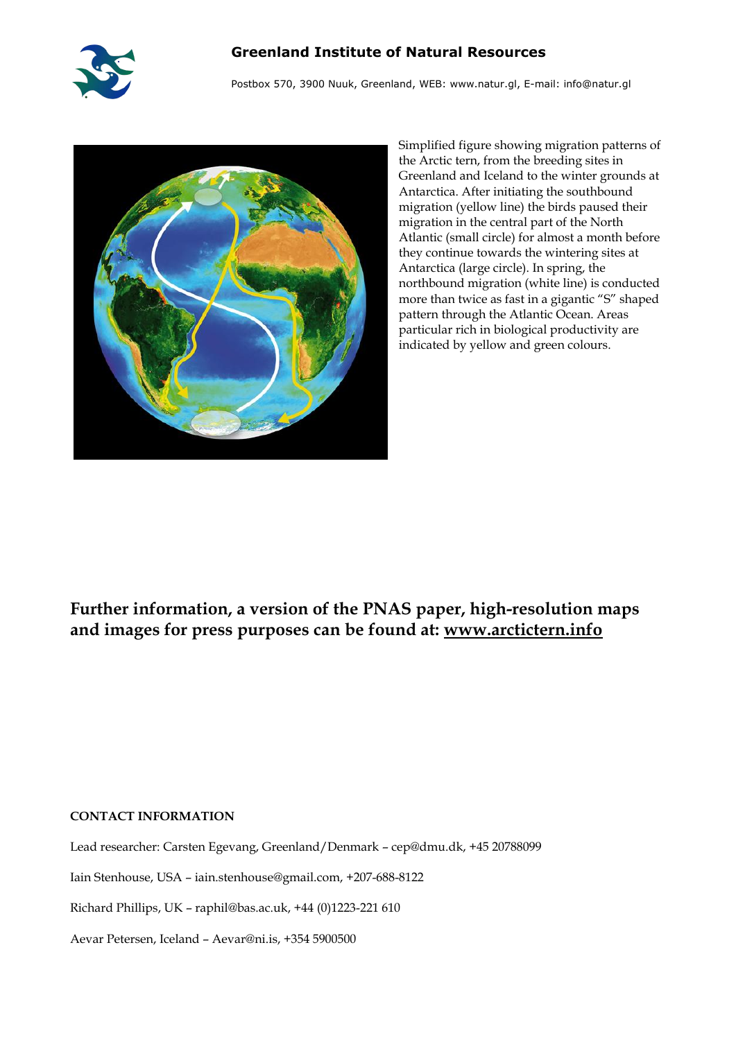**Greenland Institute of Natural Resources**

Postbox 570, 3900 Nuuk, Greenland, WEB: www.natur.gl, E-mail: info@natur.gl

Simplified figure showing migration patterns of the Arctic tern, from the breeding sites in Greenland and Iceland to the winter grounds at Antarctica. After initiating the southbound migration (yellow line) the birds paused their migration in the central part of the North Atlantic (small circle) for almost a month before they continue towards the wintering sites at Antarctica (large circle). In spring, the northbound migration (white line) is conducted more than twice as fast in a gigantic "S" shaped pattern through the Atlantic Ocean. Areas particular rich in biological productivity are indicated by yellow and green colours.

## Further information, a version of the PNAS paper, high-resolution maps and images for press purposes can be found at: [www.arctictern.info](www.arctictern.info)

**CONTACT INFORMATION**

Lead researcher: Carsten Egevang, Greenland/Denmark – cep@dmu.dk, +45 20788099

Iain Stenhouse, USA – iain.stenhouse@gmail.com, +207-688-8122

Richard Phillips, UK – raphil@bas.ac.uk, +44 (0)1223-221 610

Aevar Petersen, Iceland – Aevar@ni.is, +354 5900500